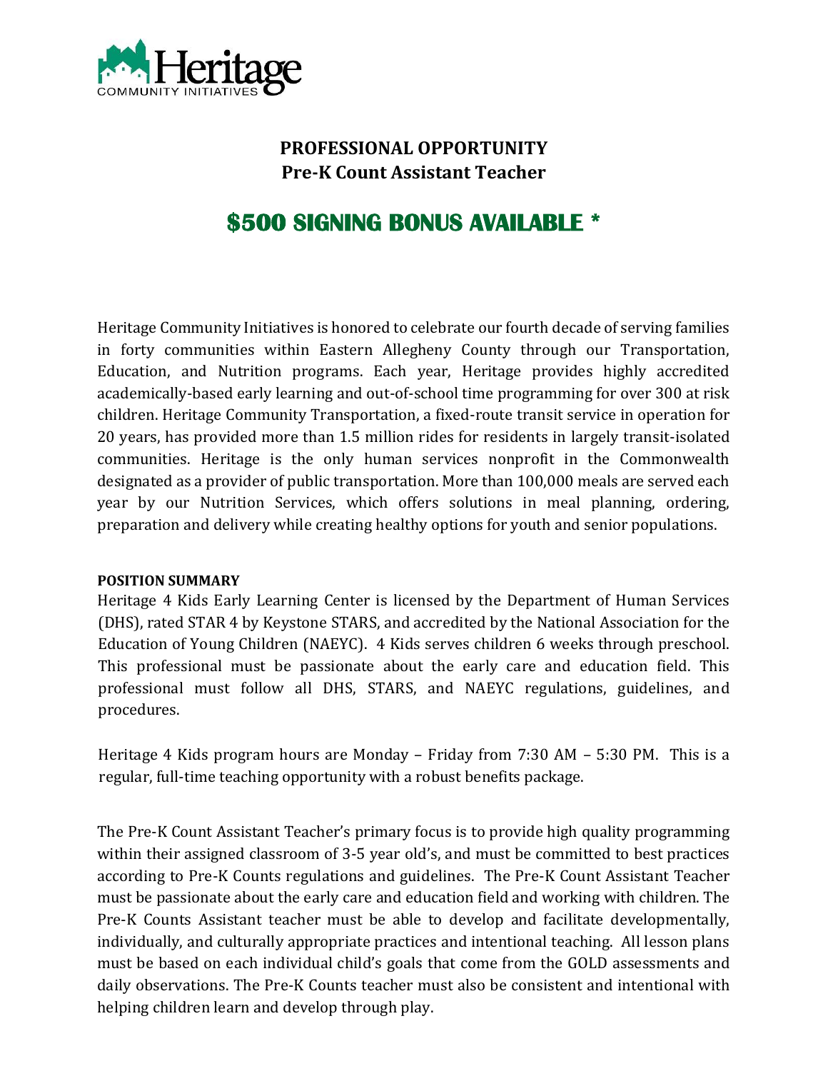Heritage COMMUNITY INITIATIVES

# PROFESSIONAL OPPORTUNITY
# Pre-K Count Assistant Teacher

## $500 SIGNING BONUS AVAILABLE *

Heritage Community Initiatives is honored to celebrate our fourth decade of serving families in forty communities within Eastern Allegheny County through our Transportation, Education, and Nutrition programs. Each year, Heritage provides highly accredited academically-based early learning and out-of-school time programming for over 300 at risk children. Heritage Community Transportation, a fixed-route transit service in operation for 20 years, has provided more than 1.5 million rides for residents in largely transit-isolated communities. Heritage is the only human services nonprofit in the Commonwealth designated as a provider of public transportation. More than 100,000 meals are served each year by our Nutrition Services, which offers solutions in meal planning, ordering, preparation and delivery while creating healthy options for youth and senior populations.

**POSITION SUMMARY**

Heritage 4 Kids Early Learning Center is licensed by the Department of Human Services (DHS), rated STAR 4 by Keystone STARS, and accredited by the National Association for the Education of Young Children (NAEYC). 4 Kids serves children 6 weeks through preschool. This professional must be passionate about the early care and education field. This professional must follow all DHS, STARS, and NAEYC regulations, guidelines, and procedures.

Heritage 4 Kids program hours are Monday – Friday from 7:30 AM – 5:30 PM. This is a regular, full-time teaching opportunity with a robust benefits package.

The Pre-K Count Assistant Teacher's primary focus is to provide high quality programming within their assigned classroom of 3-5 year old's, and must be committed to best practices according to Pre-K Counts regulations and guidelines. The Pre-K Count Assistant Teacher must be passionate about the early care and education field and working with children. The Pre-K Counts Assistant teacher must be able to develop and facilitate developmentally, individually, and culturally appropriate practices and intentional teaching. All lesson plans must be based on each individual child's goals that come from the GOLD assessments and daily observations. The Pre-K Counts teacher must also be consistent and intentional with helping children learn and develop through play.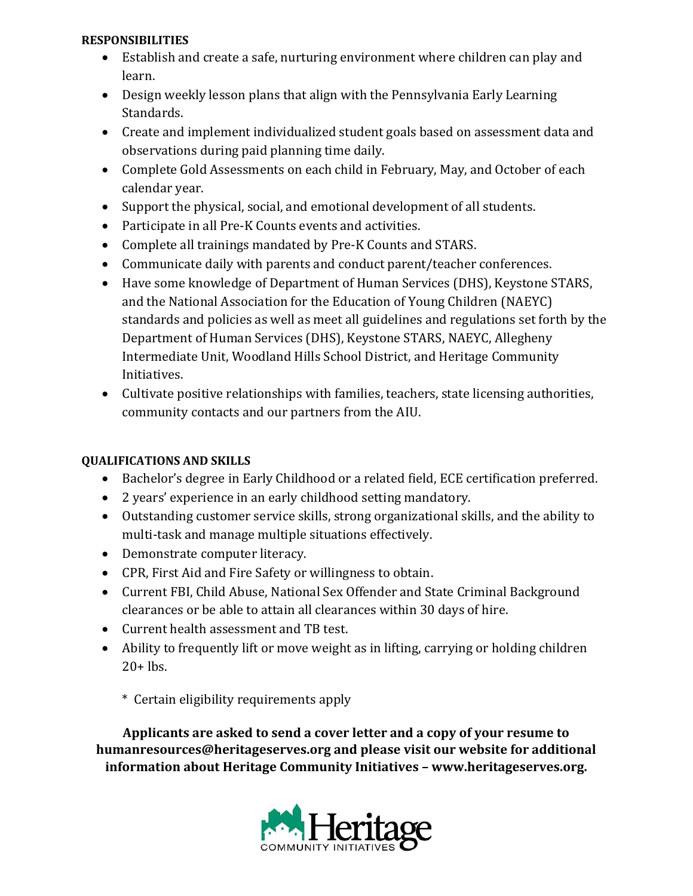**RESPONSIBILITIES**

- Establish and create a safe, nurturing environment where children can play and learn.
- Design weekly lesson plans that align with the Pennsylvania Early Learning Standards.
- Create and implement individualized student goals based on assessment data and observations during paid planning time daily.
- Complete Gold Assessments on each child in February, May, and October of each calendar year.
- Support the physical, social, and emotional development of all students.
- Participate in all Pre-K Counts events and activities.
- Complete all trainings mandated by Pre-K Counts and STARS.
- Communicate daily with parents and conduct parent/teacher conferences.
- Have some knowledge of Department of Human Services (DHS), Keystone STARS, and the National Association for the Education of Young Children (NAEYC) standards and policies as well as meet all guidelines and regulations set forth by the Department of Human Services (DHS), Keystone STARS, NAEYC, Allegheny Intermediate Unit, Woodland Hills School District, and Heritage Community Initiatives.
- Cultivate positive relationships with families, teachers, state licensing authorities, community contacts and our partners from the AIU.

**QUALIFICATIONS AND SKILLS**

- Bachelor's degree in Early Childhood or a related field, ECE certification preferred.
- 2 years' experience in an early childhood setting mandatory.
- Outstanding customer service skills, strong organizational skills, and the ability to multi-task and manage multiple situations effectively.
- Demonstrate computer literacy.
- CPR, First Aid and Fire Safety or willingness to obtain.
- Current FBI, Child Abuse, National Sex Offender and State Criminal Background clearances or be able to attain all clearances within 30 days of hire.
- Current health assessment and TB test.
- Ability to frequently lift or move weight as in lifting, carrying or holding children 20+ lbs.

  * Certain eligibility requirements apply

**Applicants are asked to send a cover letter and a copy of your resume to humanresources@heritageserves.org and please visit our website for additional information about Heritage Community Initiatives – www.heritageserves.org.**

Heritage
COMMUNITY INITIATIVES